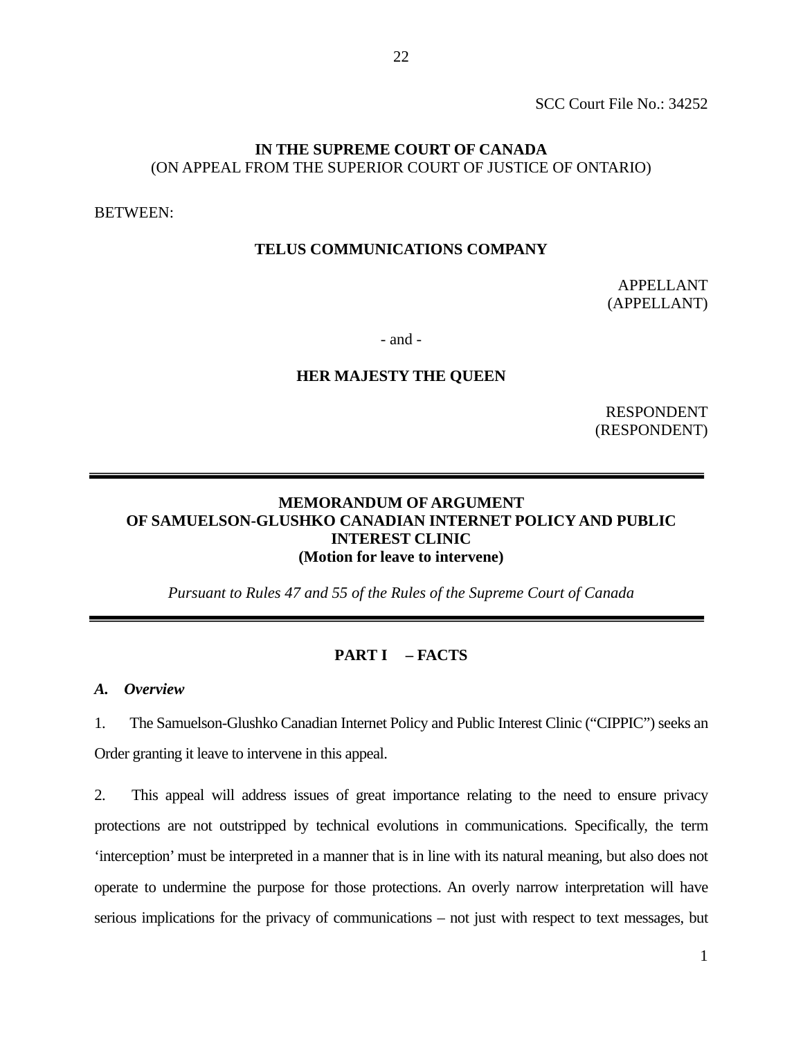SCC Court File No.: 34252

**IN THE SUPREME COURT OF CANADA**
(ON APPEAL FROM THE SUPERIOR COURT OF JUSTICE OF ONTARIO)

BETWEEN:

**TELUS COMMUNICATIONS COMPANY**

APPELLANT
(APPELLANT)

- and -

**HER MAJESTY THE QUEEN**

RESPONDENT
(RESPONDENT)

---

**MEMORANDUM OF ARGUMENT**
**OF SAMUELSON-GLUSHKO CANADIAN INTERNET POLICY AND PUBLIC INTEREST CLINIC**
**(Motion for leave to intervene)**

*Pursuant to Rules 47 and 55 of the Rules of the Supreme Court of Canada*

---

## PART I – FACTS

### *A. Overview*

1. The Samuelson-Glushko Canadian Internet Policy and Public Interest Clinic ("CIPPIC") seeks an Order granting it leave to intervene in this appeal.

2. This appeal will address issues of great importance relating to the need to ensure privacy protections are not outstripped by technical evolutions in communications. Specifically, the term 'interception' must be interpreted in a manner that is in line with its natural meaning, but also does not operate to undermine the purpose for those protections. An overly narrow interpretation will have serious implications for the privacy of communications – not just with respect to text messages, but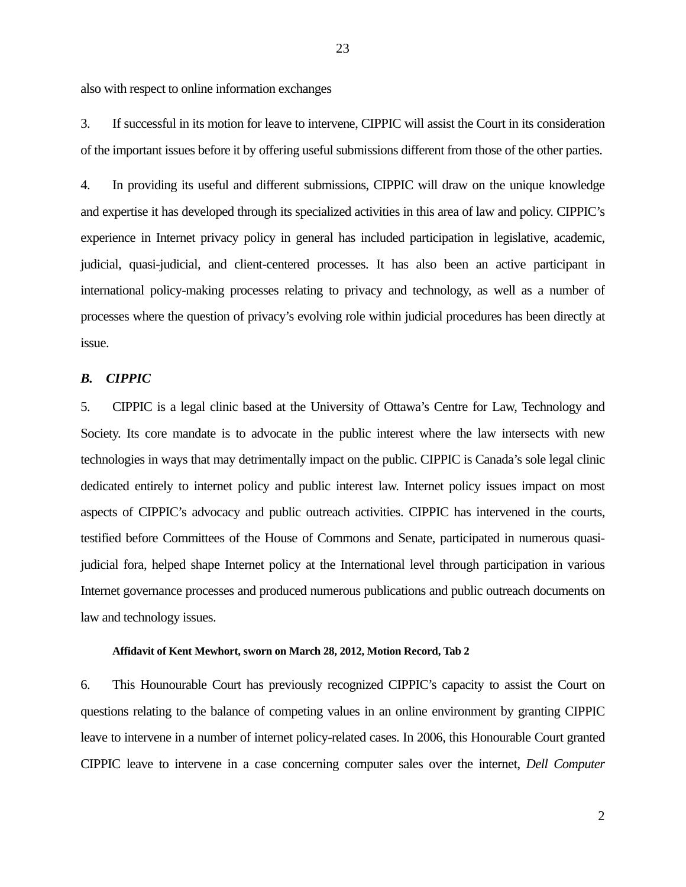also with respect to online information exchanges

3. If successful in its motion for leave to intervene, CIPPIC will assist the Court in its consideration of the important issues before it by offering useful submissions different from those of the other parties.

4. In providing its useful and different submissions, CIPPIC will draw on the unique knowledge and expertise it has developed through its specialized activities in this area of law and policy. CIPPIC's experience in Internet privacy policy in general has included participation in legislative, academic, judicial, quasi-judicial, and client-centered processes. It has also been an active participant in international policy-making processes relating to privacy and technology, as well as a number of processes where the question of privacy's evolving role within judicial procedures has been directly at issue.

### *B. CIPPIC*

5. CIPPIC is a legal clinic based at the University of Ottawa's Centre for Law, Technology and Society. Its core mandate is to advocate in the public interest where the law intersects with new technologies in ways that may detrimentally impact on the public. CIPPIC is Canada's sole legal clinic dedicated entirely to internet policy and public interest law. Internet policy issues impact on most aspects of CIPPIC's advocacy and public outreach activities. CIPPIC has intervened in the courts, testified before Committees of the House of Commons and Senate, participated in numerous quasi-judicial fora, helped shape Internet policy at the International level through participation in various Internet governance processes and produced numerous publications and public outreach documents on law and technology issues.

**Affidavit of Kent Mewhort, sworn on March 28, 2012, Motion Record, Tab 2**

6. This Hounourable Court has previously recognized CIPPIC's capacity to assist the Court on questions relating to the balance of competing values in an online environment by granting CIPPIC leave to intervene in a number of internet policy-related cases. In 2006, this Honourable Court granted CIPPIC leave to intervene in a case concerning computer sales over the internet, *Dell Computer*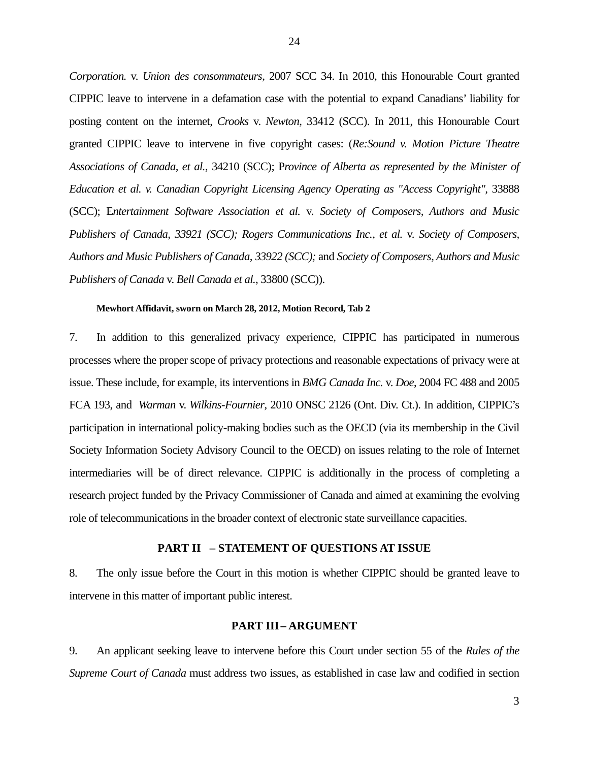*Corporation.* v. *Union des consommateurs*, 2007 SCC 34. In 2010, this Honourable Court granted CIPPIC leave to intervene in a defamation case with the potential to expand Canadians' liability for posting content on the internet, *Crooks* v. *Newton*, 33412 (SCC). In 2011, this Honourable Court granted CIPPIC leave to intervene in five copyright cases: (*Re:Sound v. Motion Picture Theatre Associations of Canada, et al.*, 34210 (SCC); P*rovince of Alberta as represented by the Minister of Education et al. v. Canadian Copyright Licensing Agency Operating as "Access Copyright"*, 33888 (SCC); E*ntertainment Software Association et al.* v. *Society of Composers, Authors and Music Publishers of Canada, 33921 (SCC); Rogers Communications Inc., et al.* v. *Society of Composers, Authors and Music Publishers of Canada, 33922 (SCC);* and *Society of Composers, Authors and Music Publishers of Canada* v. *Bell Canada et al.*, 33800 (SCC)).

**Mewhort Affidavit, sworn on March 28, 2012, Motion Record, Tab 2**

7. In addition to this generalized privacy experience, CIPPIC has participated in numerous processes where the proper scope of privacy protections and reasonable expectations of privacy were at issue. These include, for example, its interventions in *BMG Canada Inc.* v. *Doe*, 2004 FC 488 and 2005 FCA 193, and *Warman* v. *Wilkins-Fournier*, 2010 ONSC 2126 (Ont. Div. Ct.). In addition, CIPPIC's participation in international policy-making bodies such as the OECD (via its membership in the Civil Society Information Society Advisory Council to the OECD) on issues relating to the role of Internet intermediaries will be of direct relevance. CIPPIC is additionally in the process of completing a research project funded by the Privacy Commissioner of Canada and aimed at examining the evolving role of telecommunications in the broader context of electronic state surveillance capacities.

## PART II – STATEMENT OF QUESTIONS AT ISSUE

8. The only issue before the Court in this motion is whether CIPPIC should be granted leave to intervene in this matter of important public interest.

## PART III – ARGUMENT

9. An applicant seeking leave to intervene before this Court under section 55 of the *Rules of the Supreme Court of Canada* must address two issues, as established in case law and codified in section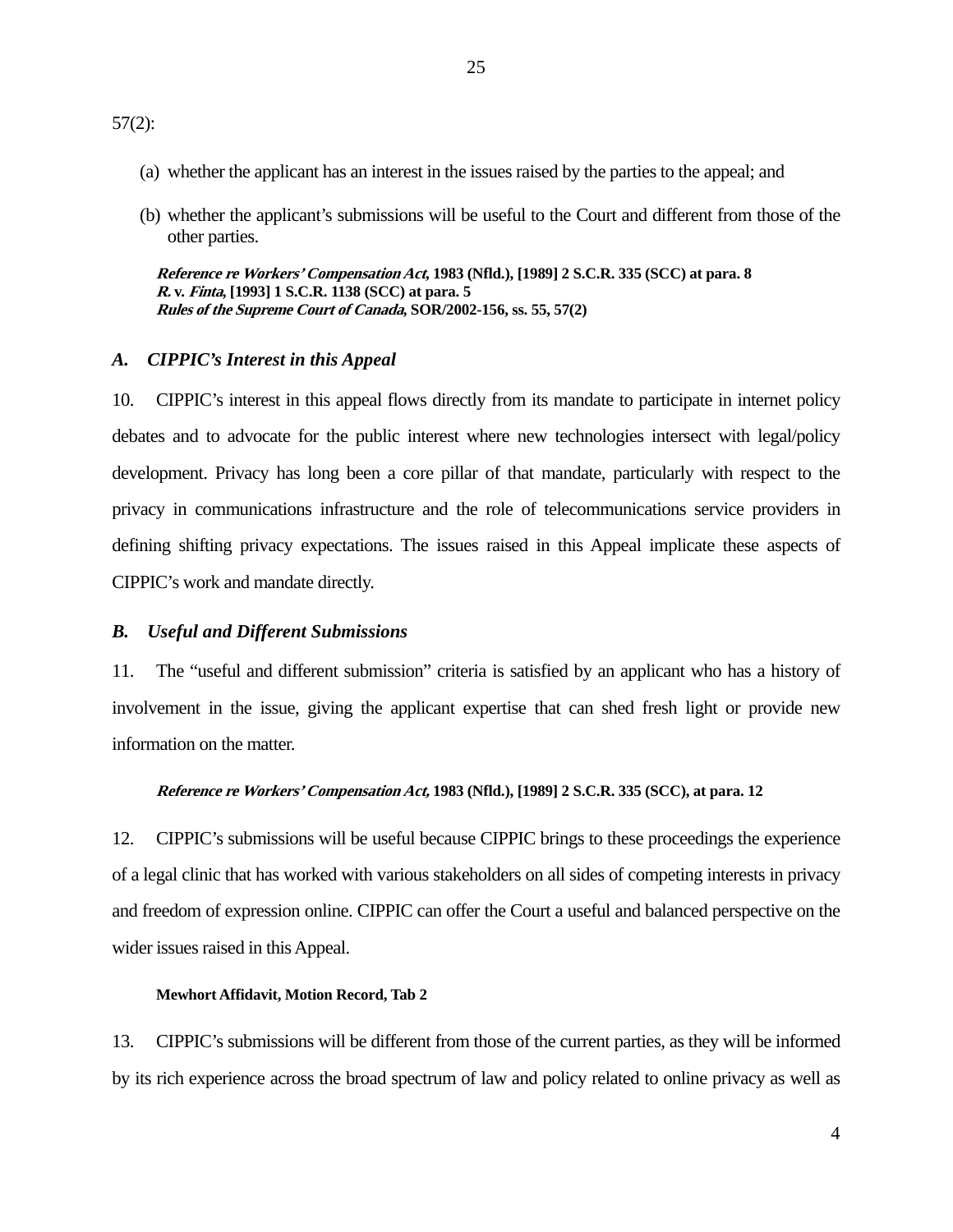57(2):

(a) whether the applicant has an interest in the issues raised by the parties to the appeal; and

(b) whether the applicant's submissions will be useful to the Court and different from those of the other parties.

> ***Reference re Workers' Compensation Act*, 1983 (Nfld.), [1989] 2 S.C.R. 335 (SCC) at para. 8**
> ***R.* v. *Finta*, [1993] 1 S.C.R. 1138 (SCC) at para. 5**
> ***Rules of the Supreme Court of Canada*, SOR/2002-156, ss. 55, 57(2)**

### *A. CIPPIC's Interest in this Appeal*

10. CIPPIC's interest in this appeal flows directly from its mandate to participate in internet policy debates and to advocate for the public interest where new technologies intersect with legal/policy development. Privacy has long been a core pillar of that mandate, particularly with respect to the privacy in communications infrastructure and the role of telecommunications service providers in defining shifting privacy expectations. The issues raised in this Appeal implicate these aspects of CIPPIC's work and mandate directly.

### *B. Useful and Different Submissions*

11. The "useful and different submission" criteria is satisfied by an applicant who has a history of involvement in the issue, giving the applicant expertise that can shed fresh light or provide new information on the matter.

> ***Reference re Workers' Compensation Act,* 1983 (Nfld.), [1989] 2 S.C.R. 335 (SCC), at para. 12**

12. CIPPIC's submissions will be useful because CIPPIC brings to these proceedings the experience of a legal clinic that has worked with various stakeholders on all sides of competing interests in privacy and freedom of expression online. CIPPIC can offer the Court a useful and balanced perspective on the wider issues raised in this Appeal.

> **Mewhort Affidavit, Motion Record, Tab 2**

13. CIPPIC's submissions will be different from those of the current parties, as they will be informed by its rich experience across the broad spectrum of law and policy related to online privacy as well as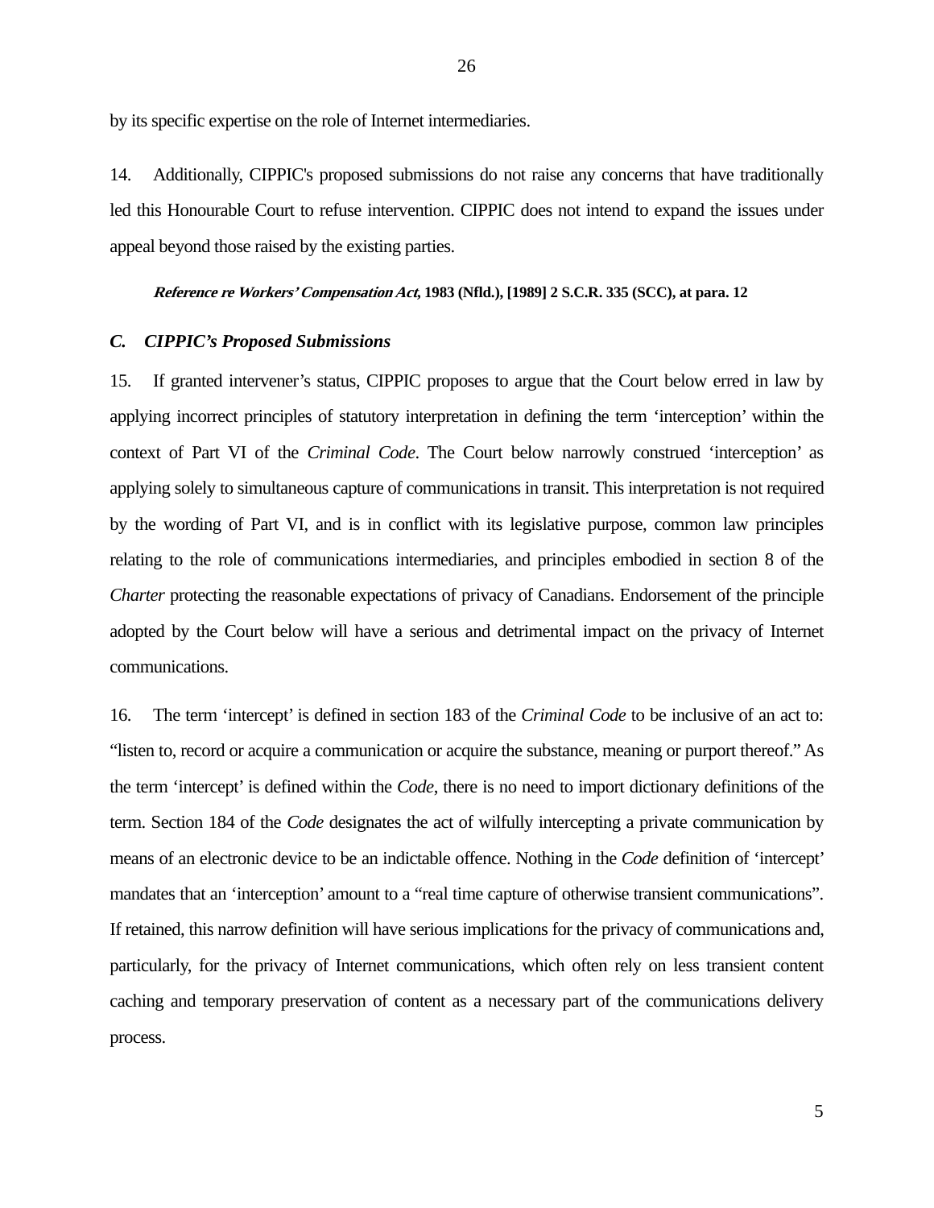by its specific expertise on the role of Internet intermediaries.

14. Additionally, CIPPIC's proposed submissions do not raise any concerns that have traditionally led this Honourable Court to refuse intervention. CIPPIC does not intend to expand the issues under appeal beyond those raised by the existing parties.

> ***Reference re Workers' Compensation Act*, 1983 (Nfld.), [1989] 2 S.C.R. 335 (SCC), at para. 12**

### *C. CIPPIC's Proposed Submissions*

15. If granted intervener's status, CIPPIC proposes to argue that the Court below erred in law by applying incorrect principles of statutory interpretation in defining the term 'interception' within the context of Part VI of the *Criminal Code*. The Court below narrowly construed 'interception' as applying solely to simultaneous capture of communications in transit. This interpretation is not required by the wording of Part VI, and is in conflict with its legislative purpose, common law principles relating to the role of communications intermediaries, and principles embodied in section 8 of the *Charter* protecting the reasonable expectations of privacy of Canadians. Endorsement of the principle adopted by the Court below will have a serious and detrimental impact on the privacy of Internet communications.

16. The term 'intercept' is defined in section 183 of the *Criminal Code* to be inclusive of an act to: "listen to, record or acquire a communication or acquire the substance, meaning or purport thereof." As the term 'intercept' is defined within the *Code*, there is no need to import dictionary definitions of the term. Section 184 of the *Code* designates the act of wilfully intercepting a private communication by means of an electronic device to be an indictable offence. Nothing in the *Code* definition of 'intercept' mandates that an 'interception' amount to a "real time capture of otherwise transient communications". If retained, this narrow definition will have serious implications for the privacy of communications and, particularly, for the privacy of Internet communications, which often rely on less transient content caching and temporary preservation of content as a necessary part of the communications delivery process.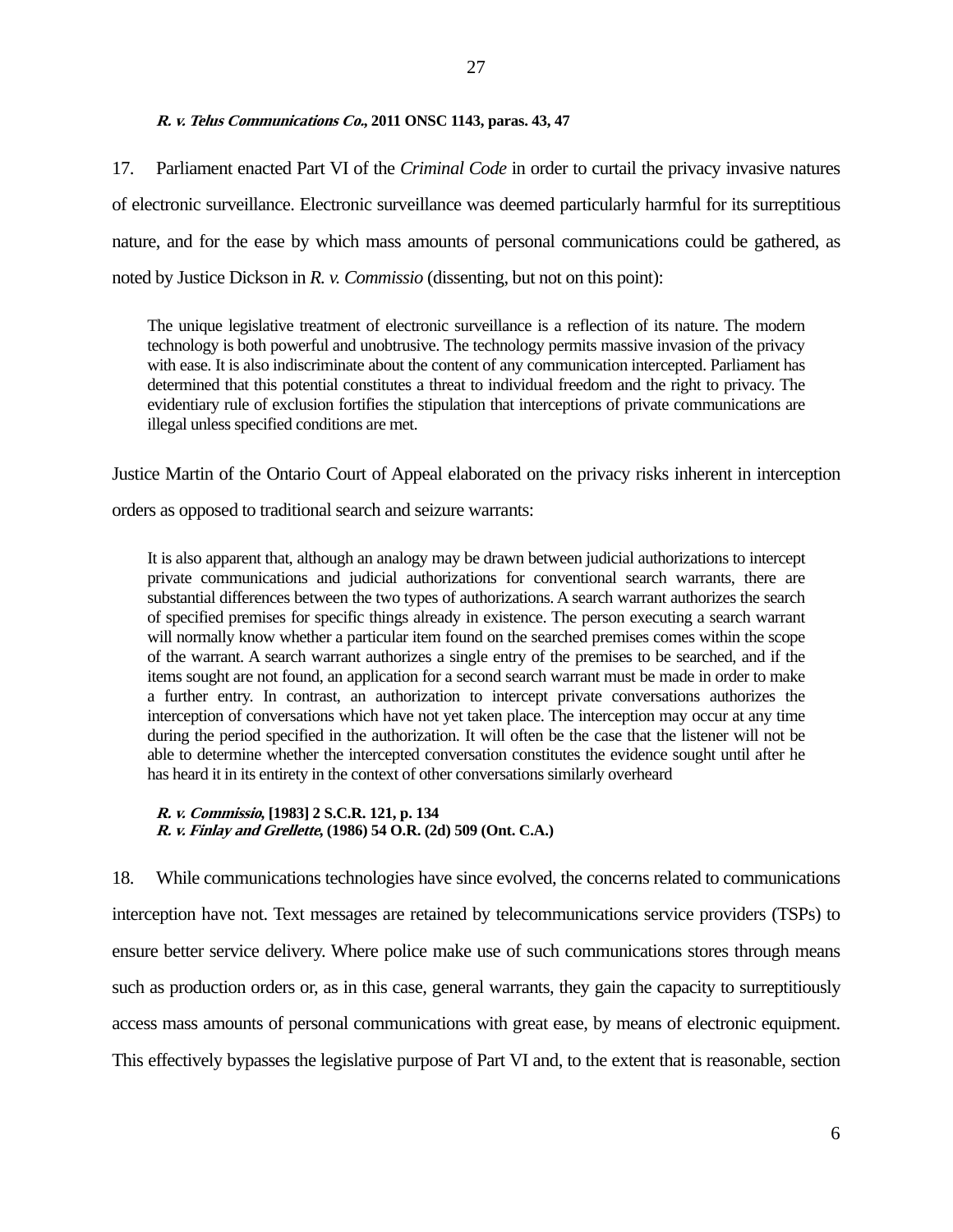***R. v. Telus Communications Co.*, 2011 ONSC 1143, paras. 43, 47**

17. Parliament enacted Part VI of the *Criminal Code* in order to curtail the privacy invasive natures of electronic surveillance. Electronic surveillance was deemed particularly harmful for its surreptitious nature, and for the ease by which mass amounts of personal communications could be gathered, as noted by Justice Dickson in *R. v. Commissio* (dissenting, but not on this point):

> The unique legislative treatment of electronic surveillance is a reflection of its nature. The modern technology is both powerful and unobtrusive. The technology permits massive invasion of the privacy with ease. It is also indiscriminate about the content of any communication intercepted. Parliament has determined that this potential constitutes a threat to individual freedom and the right to privacy. The evidentiary rule of exclusion fortifies the stipulation that interceptions of private communications are illegal unless specified conditions are met.

Justice Martin of the Ontario Court of Appeal elaborated on the privacy risks inherent in interception orders as opposed to traditional search and seizure warrants:

> It is also apparent that, although an analogy may be drawn between judicial authorizations to intercept private communications and judicial authorizations for conventional search warrants, there are substantial differences between the two types of authorizations. A search warrant authorizes the search of specified premises for specific things already in existence. The person executing a search warrant will normally know whether a particular item found on the searched premises comes within the scope of the warrant. A search warrant authorizes a single entry of the premises to be searched, and if the items sought are not found, an application for a second search warrant must be made in order to make a further entry. In contrast, an authorization to intercept private conversations authorizes the interception of conversations which have not yet taken place. The interception may occur at any time during the period specified in the authorization. It will often be the case that the listener will not be able to determine whether the intercepted conversation constitutes the evidence sought until after he has heard it in its entirety in the context of other conversations similarly overheard

***R. v. Commissio*, [1983] 2 S.C.R. 121, p. 134**
***R. v. Finlay and Grellette*, (1986) 54 O.R. (2d) 509 (Ont. C.A.)**

18. While communications technologies have since evolved, the concerns related to communications interception have not. Text messages are retained by telecommunications service providers (TSPs) to ensure better service delivery. Where police make use of such communications stores through means such as production orders or, as in this case, general warrants, they gain the capacity to surreptitiously access mass amounts of personal communications with great ease, by means of electronic equipment. This effectively bypasses the legislative purpose of Part VI and, to the extent that is reasonable, section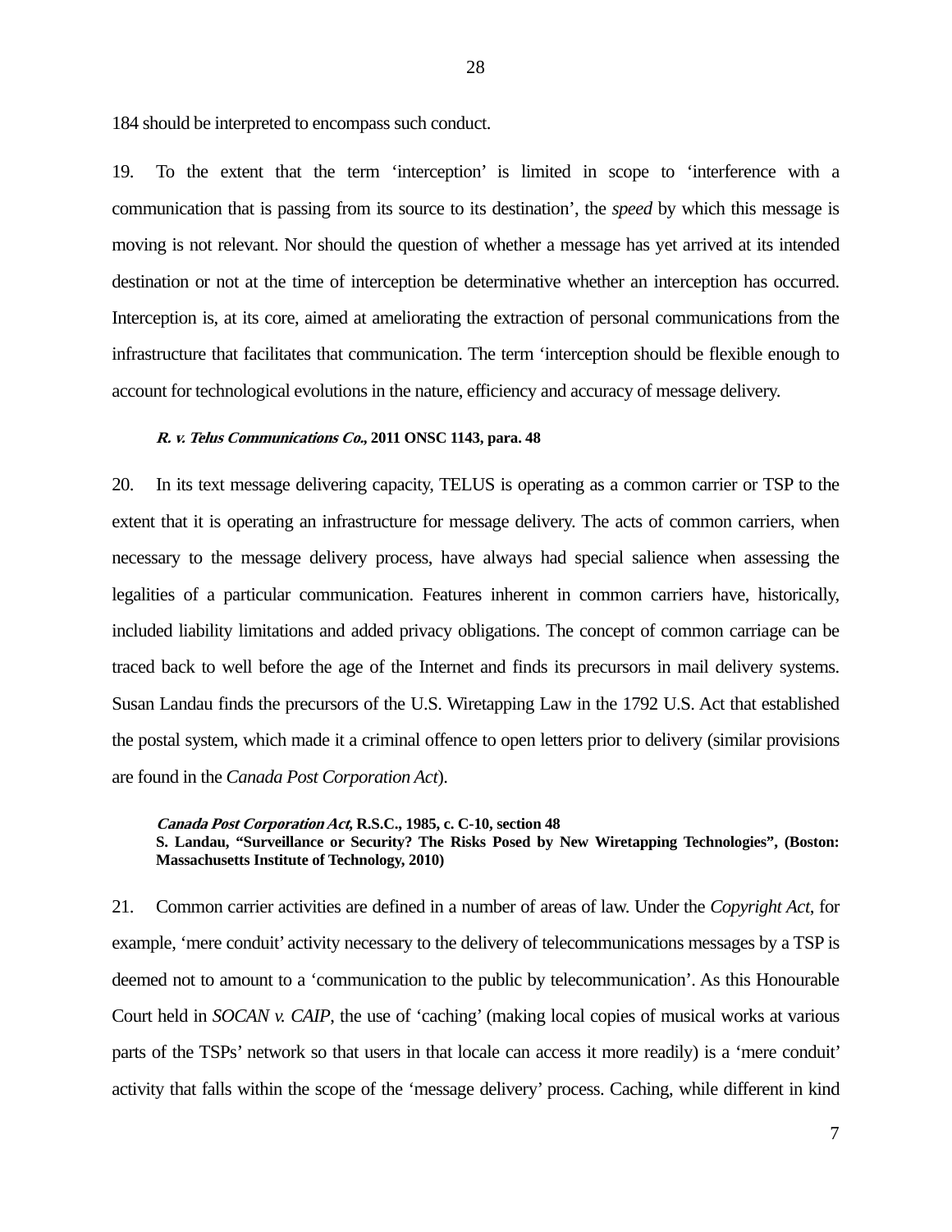184 should be interpreted to encompass such conduct.

19. To the extent that the term ‘interception’ is limited in scope to ‘interference with a communication that is passing from its source to its destination’, the *speed* by which this message is moving is not relevant. Nor should the question of whether a message has yet arrived at its intended destination or not at the time of interception be determinative whether an interception has occurred. Interception is, at its core, aimed at ameliorating the extraction of personal communications from the infrastructure that facilitates that communication. The term ‘interception should be flexible enough to account for technological evolutions in the nature, efficiency and accuracy of message delivery.

> ***R. v. Telus Communications Co.*, 2011 ONSC 1143, para. 48**

20. In its text message delivering capacity, TELUS is operating as a common carrier or TSP to the extent that it is operating an infrastructure for message delivery. The acts of common carriers, when necessary to the message delivery process, have always had special salience when assessing the legalities of a particular communication. Features inherent in common carriers have, historically, included liability limitations and added privacy obligations. The concept of common carriage can be traced back to well before the age of the Internet and finds its precursors in mail delivery systems. Susan Landau finds the precursors of the U.S. Wiretapping Law in the 1792 U.S. Act that established the postal system, which made it a criminal offence to open letters prior to delivery (similar provisions are found in the *Canada Post Corporation Act*).

> ***Canada Post Corporation Act*, R.S.C., 1985, c. C-10, section 48**
> **S. Landau, “Surveillance or Security? The Risks Posed by New Wiretapping Technologies”, (Boston: Massachusetts Institute of Technology, 2010)**

21. Common carrier activities are defined in a number of areas of law. Under the *Copyright Act*, for example, ‘mere conduit’ activity necessary to the delivery of telecommunications messages by a TSP is deemed not to amount to a ‘communication to the public by telecommunication’. As this Honourable Court held in *SOCAN v. CAIP*, the use of ‘caching’ (making local copies of musical works at various parts of the TSPs’ network so that users in that locale can access it more readily) is a ‘mere conduit’ activity that falls within the scope of the ‘message delivery’ process. Caching, while different in kind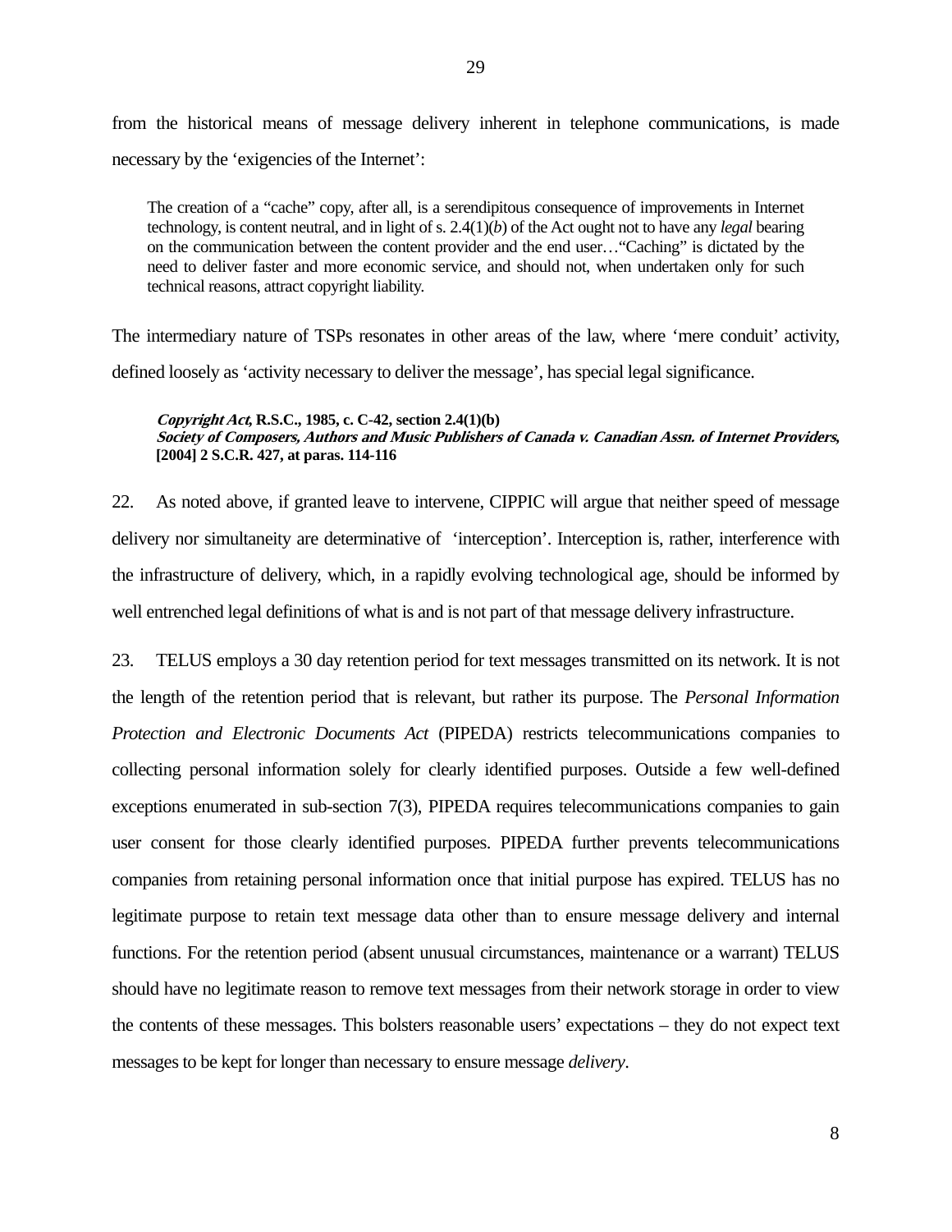from the historical means of message delivery inherent in telephone communications, is made necessary by the ‘exigencies of the Internet’:

> The creation of a “cache” copy, after all, is a serendipitous consequence of improvements in Internet technology, is content neutral, and in light of s. 2.4(1)(*b*) of the Act ought not to have any *legal* bearing on the communication between the content provider and the end user…“Caching” is dictated by the need to deliver faster and more economic service, and should not, when undertaken only for such technical reasons, attract copyright liability.

The intermediary nature of TSPs resonates in other areas of the law, where ‘mere conduit’ activity, defined loosely as ‘activity necessary to deliver the message’, has special legal significance.

> ***Copyright Act*, R.S.C., 1985, c. C-42, section 2.4(1)(b)**
> ***Society of Composers, Authors and Music Publishers of Canada v. Canadian Assn. of Internet Providers*, [2004] 2 S.C.R. 427, at paras. 114-116**

22. As noted above, if granted leave to intervene, CIPPIC will argue that neither speed of message delivery nor simultaneity are determinative of ‘interception’. Interception is, rather, interference with the infrastructure of delivery, which, in a rapidly evolving technological age, should be informed by well entrenched legal definitions of what is and is not part of that message delivery infrastructure.

23. TELUS employs a 30 day retention period for text messages transmitted on its network. It is not the length of the retention period that is relevant, but rather its purpose. The *Personal Information Protection and Electronic Documents Act* (PIPEDA) restricts telecommunications companies to collecting personal information solely for clearly identified purposes. Outside a few well-defined exceptions enumerated in sub-section 7(3), PIPEDA requires telecommunications companies to gain user consent for those clearly identified purposes. PIPEDA further prevents telecommunications companies from retaining personal information once that initial purpose has expired. TELUS has no legitimate purpose to retain text message data other than to ensure message delivery and internal functions. For the retention period (absent unusual circumstances, maintenance or a warrant) TELUS should have no legitimate reason to remove text messages from their network storage in order to view the contents of these messages. This bolsters reasonable users’ expectations – they do not expect text messages to be kept for longer than necessary to ensure message *delivery*.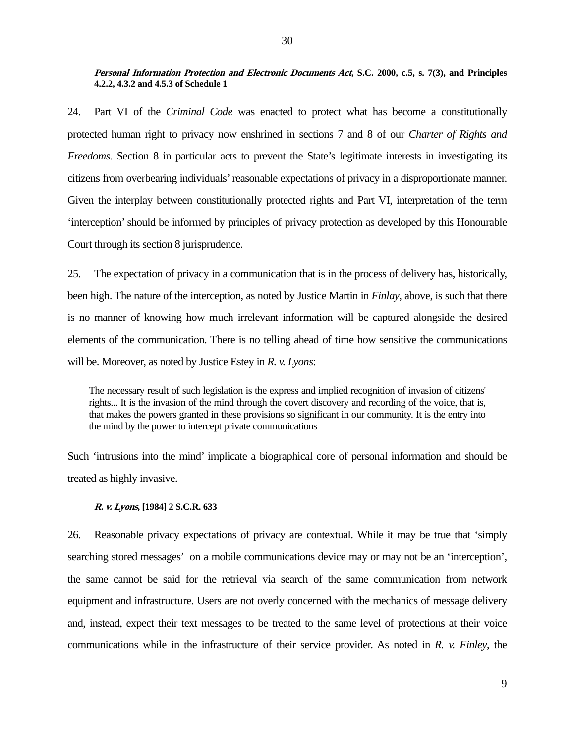***Personal Information Protection and Electronic Documents Act*, S.C. 2000, c.5, s. 7(3), and Principles 4.2.2, 4.3.2 and 4.5.3 of Schedule 1**

24. Part VI of the *Criminal Code* was enacted to protect what has become a constitutionally protected human right to privacy now enshrined in sections 7 and 8 of our *Charter of Rights and Freedoms*. Section 8 in particular acts to prevent the State's legitimate interests in investigating its citizens from overbearing individuals' reasonable expectations of privacy in a disproportionate manner. Given the interplay between constitutionally protected rights and Part VI, interpretation of the term 'interception' should be informed by principles of privacy protection as developed by this Honourable Court through its section 8 jurisprudence.

25. The expectation of privacy in a communication that is in the process of delivery has, historically, been high. The nature of the interception, as noted by Justice Martin in *Finlay*, above, is such that there is no manner of knowing how much irrelevant information will be captured alongside the desired elements of the communication. There is no telling ahead of time how sensitive the communications will be. Moreover, as noted by Justice Estey in *R. v. Lyons*:

> The necessary result of such legislation is the express and implied recognition of invasion of citizens' rights... It is the invasion of the mind through the covert discovery and recording of the voice, that is, that makes the powers granted in these provisions so significant in our community. It is the entry into the mind by the power to intercept private communications

Such 'intrusions into the mind' implicate a biographical core of personal information and should be treated as highly invasive.

***R. v. Lyons*, [1984] 2 S.C.R. 633**

26. Reasonable privacy expectations of privacy are contextual. While it may be true that 'simply searching stored messages' on a mobile communications device may or may not be an 'interception', the same cannot be said for the retrieval via search of the same communication from network equipment and infrastructure. Users are not overly concerned with the mechanics of message delivery and, instead, expect their text messages to be treated to the same level of protections at their voice communications while in the infrastructure of their service provider. As noted in *R. v. Finley*, the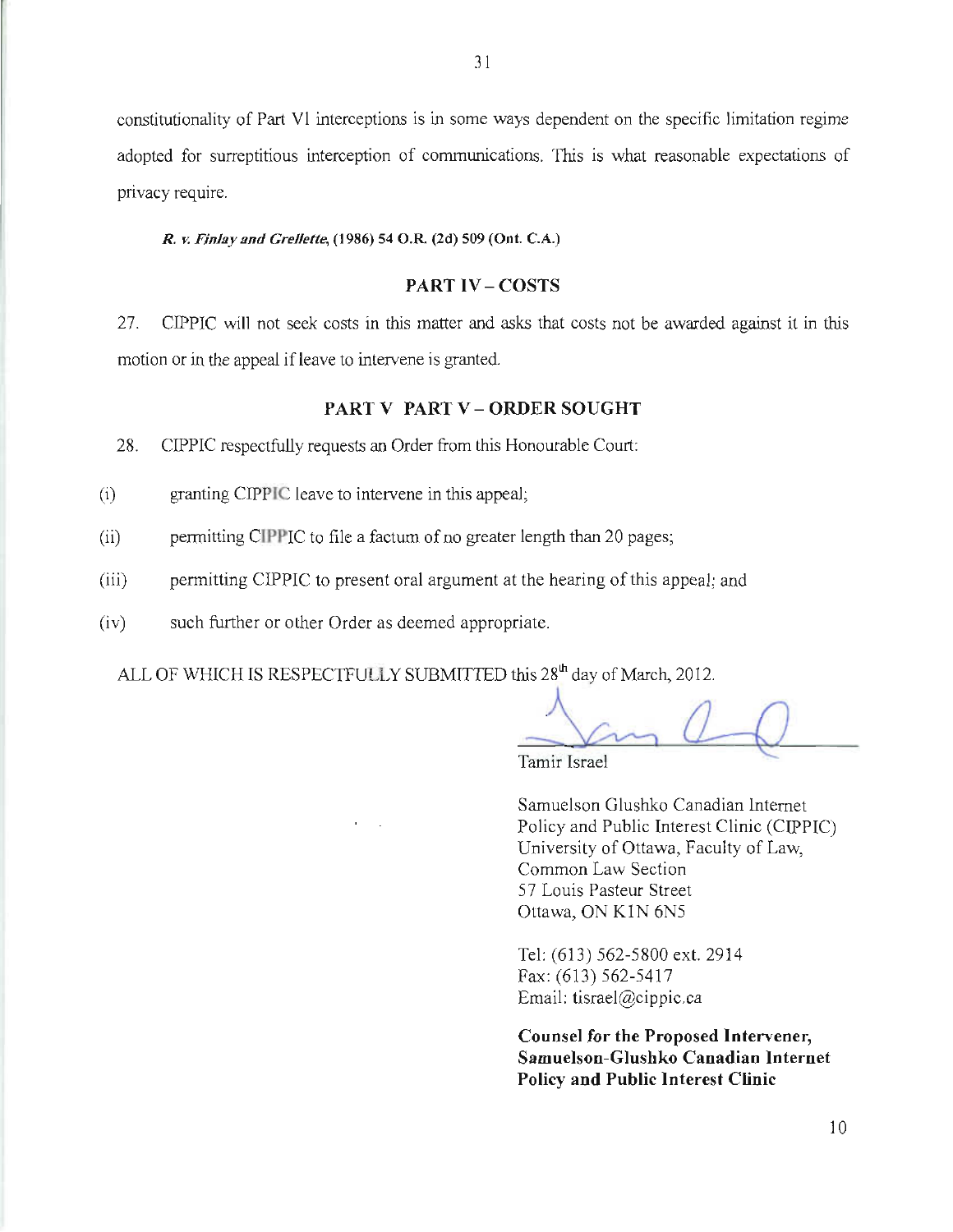constitutionality of Part VI interceptions is in some ways dependent on the specific limitation regime adopted for surreptitious interception of communications. This is what reasonable expectations of privacy require.

***R. v. Finlay and Grellette***, **(1986) 54 O.R. (2d) 509 (Ont. C.A.)**

## PART IV – COSTS

27. CIPPIC will not seek costs in this matter and asks that costs not be awarded against it in this motion or in the appeal if leave to intervene is granted.

## PART V PART V – ORDER SOUGHT

28. CIPPIC respectfully requests an Order from this Honourable Court:

(i) granting CIPPIC leave to intervene in this appeal;

(ii) permitting CIPPIC to file a factum of no greater length than 20 pages;

(iii) permitting CIPPIC to present oral argument at the hearing of this appeal; and

(iv) such further or other Order as deemed appropriate.

ALL OF WHICH IS RESPECTFULLY SUBMITTED this 28th day of March, 2012.

Tamir Israel

Samuelson Glushko Canadian Internet Policy and Public Interest Clinic (CIPPIC)
University of Ottawa, Faculty of Law, Common Law Section
57 Louis Pasteur Street
Ottawa, ON K1N 6N5

Tel: (613) 562-5800 ext. 2914
Fax: (613) 562-5417
Email: tisrael@cippic.ca

**Counsel for the Proposed Intervener, Samuelson-Glushko Canadian Internet Policy and Public Interest Clinic**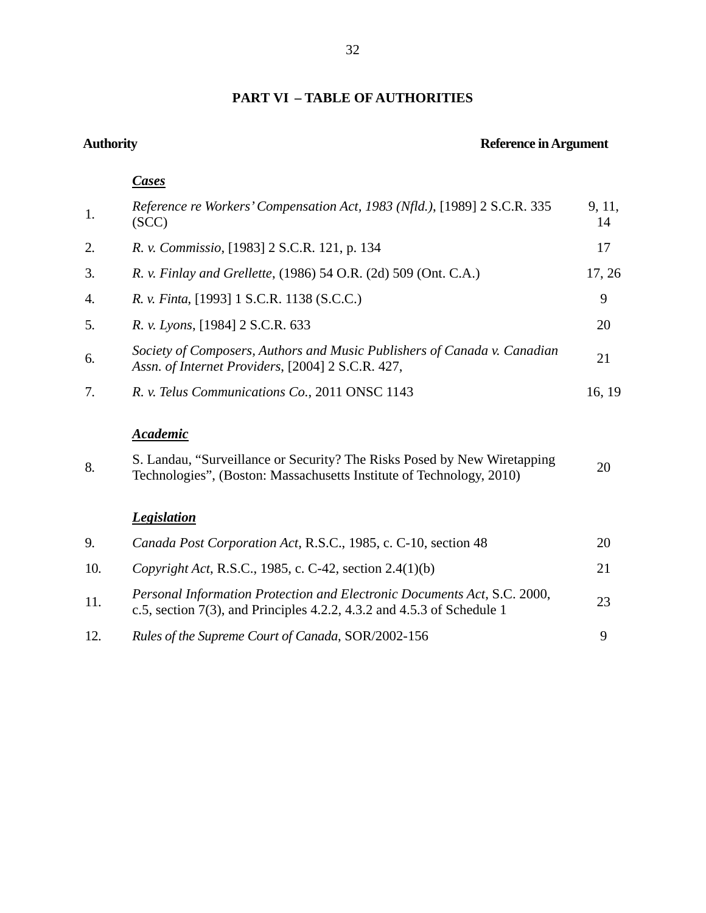## PART VI – TABLE OF AUTHORITIES

| | Authority | Reference in Argument |
|---|---|---|
| | ***Cases*** | |
| 1. | *Reference re Workers' Compensation Act, 1983 (Nfld.)*, [1989] 2 S.C.R. 335 (SCC) | 9, 11, 14 |
| 2. | *R. v. Commissio*, [1983] 2 S.C.R. 121, p. 134 | 17 |
| 3. | *R. v. Finlay and Grellette*, (1986) 54 O.R. (2d) 509 (Ont. C.A.) | 17, 26 |
| 4. | *R. v. Finta*, [1993] 1 S.C.R. 1138 (S.C.C.) | 9 |
| 5. | *R. v. Lyons*, [1984] 2 S.C.R. 633 | 20 |
| 6. | *Society of Composers, Authors and Music Publishers of Canada v. Canadian Assn. of Internet Providers*, [2004] 2 S.C.R. 427, | 21 |
| 7. | *R. v. Telus Communications Co.*, 2011 ONSC 1143 | 16, 19 |
| | ***Academic*** | |
| 8. | S. Landau, "Surveillance or Security? The Risks Posed by New Wiretapping Technologies", (Boston: Massachusetts Institute of Technology, 2010) | 20 |
| | ***Legislation*** | |
| 9. | *Canada Post Corporation Act*, R.S.C., 1985, c. C-10, section 48 | 20 |
| 10. | *Copyright Act*, R.S.C., 1985, c. C-42, section 2.4(1)(b) | 21 |
| 11. | *Personal Information Protection and Electronic Documents Act*, S.C. 2000, c.5, section 7(3), and Principles 4.2.2, 4.3.2 and 4.5.3 of Schedule 1 | 23 |
| 12. | *Rules of the Supreme Court of Canada*, SOR/2002-156 | 9 |